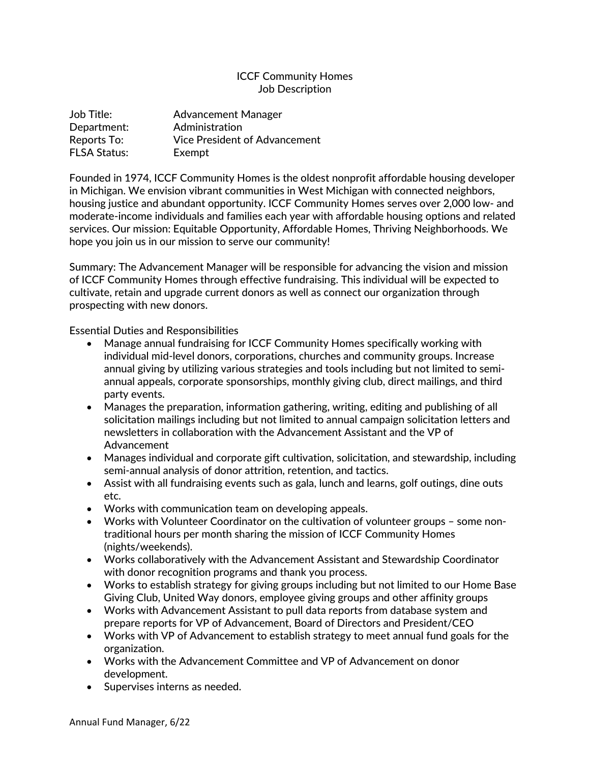# ICCF Community Homes
## Job Description

| | |
|---|---|
| Job Title: | Advancement Manager |
| Department: | Administration |
| Reports To: | Vice President of Advancement |
| FLSA Status: | Exempt |

Founded in 1974, ICCF Community Homes is the oldest nonprofit affordable housing developer in Michigan. We envision vibrant communities in West Michigan with connected neighbors, housing justice and abundant opportunity. ICCF Community Homes serves over 2,000 low- and moderate-income individuals and families each year with affordable housing options and related services. Our mission: Equitable Opportunity, Affordable Homes, Thriving Neighborhoods. We hope you join us in our mission to serve our community!

Summary: The Advancement Manager will be responsible for advancing the vision and mission of ICCF Community Homes through effective fundraising. This individual will be expected to cultivate, retain and upgrade current donors as well as connect our organization through prospecting with new donors.

Essential Duties and Responsibilities

- Manage annual fundraising for ICCF Community Homes specifically working with individual mid-level donors, corporations, churches and community groups. Increase annual giving by utilizing various strategies and tools including but not limited to semi-annual appeals, corporate sponsorships, monthly giving club, direct mailings, and third party events.
- Manages the preparation, information gathering, writing, editing and publishing of all solicitation mailings including but not limited to annual campaign solicitation letters and newsletters in collaboration with the Advancement Assistant and the VP of Advancement
- Manages individual and corporate gift cultivation, solicitation, and stewardship, including semi-annual analysis of donor attrition, retention, and tactics.
- Assist with all fundraising events such as gala, lunch and learns, golf outings, dine outs etc.
- Works with communication team on developing appeals.
- Works with Volunteer Coordinator on the cultivation of volunteer groups – some non-traditional hours per month sharing the mission of ICCF Community Homes (nights/weekends).
- Works collaboratively with the Advancement Assistant and Stewardship Coordinator with donor recognition programs and thank you process.
- Works to establish strategy for giving groups including but not limited to our Home Base Giving Club, United Way donors, employee giving groups and other affinity groups
- Works with Advancement Assistant to pull data reports from database system and prepare reports for VP of Advancement, Board of Directors and President/CEO
- Works with VP of Advancement to establish strategy to meet annual fund goals for the organization.
- Works with the Advancement Committee and VP of Advancement on donor development.
- Supervises interns as needed.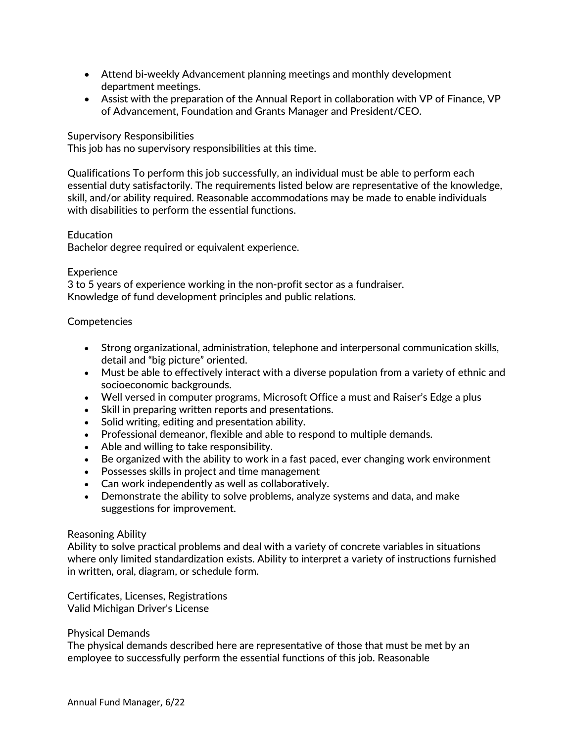- Attend bi-weekly Advancement planning meetings and monthly development department meetings.
- Assist with the preparation of the Annual Report in collaboration with VP of Finance, VP of Advancement, Foundation and Grants Manager and President/CEO.

Supervisory Responsibilities
This job has no supervisory responsibilities at this time.

Qualifications To perform this job successfully, an individual must be able to perform each essential duty satisfactorily. The requirements listed below are representative of the knowledge, skill, and/or ability required. Reasonable accommodations may be made to enable individuals with disabilities to perform the essential functions.

Education
Bachelor degree required or equivalent experience.

Experience
3 to 5 years of experience working in the non-profit sector as a fundraiser.
Knowledge of fund development principles and public relations.

Competencies

- Strong organizational, administration, telephone and interpersonal communication skills, detail and "big picture" oriented.
- Must be able to effectively interact with a diverse population from a variety of ethnic and socioeconomic backgrounds.
- Well versed in computer programs, Microsoft Office a must and Raiser's Edge a plus
- Skill in preparing written reports and presentations.
- Solid writing, editing and presentation ability.
- Professional demeanor, flexible and able to respond to multiple demands.
- Able and willing to take responsibility.
- Be organized with the ability to work in a fast paced, ever changing work environment
- Possesses skills in project and time management
- Can work independently as well as collaboratively.
- Demonstrate the ability to solve problems, analyze systems and data, and make suggestions for improvement.

Reasoning Ability
Ability to solve practical problems and deal with a variety of concrete variables in situations where only limited standardization exists. Ability to interpret a variety of instructions furnished in written, oral, diagram, or schedule form.

Certificates, Licenses, Registrations
Valid Michigan Driver's License

Physical Demands
The physical demands described here are representative of those that must be met by an employee to successfully perform the essential functions of this job. Reasonable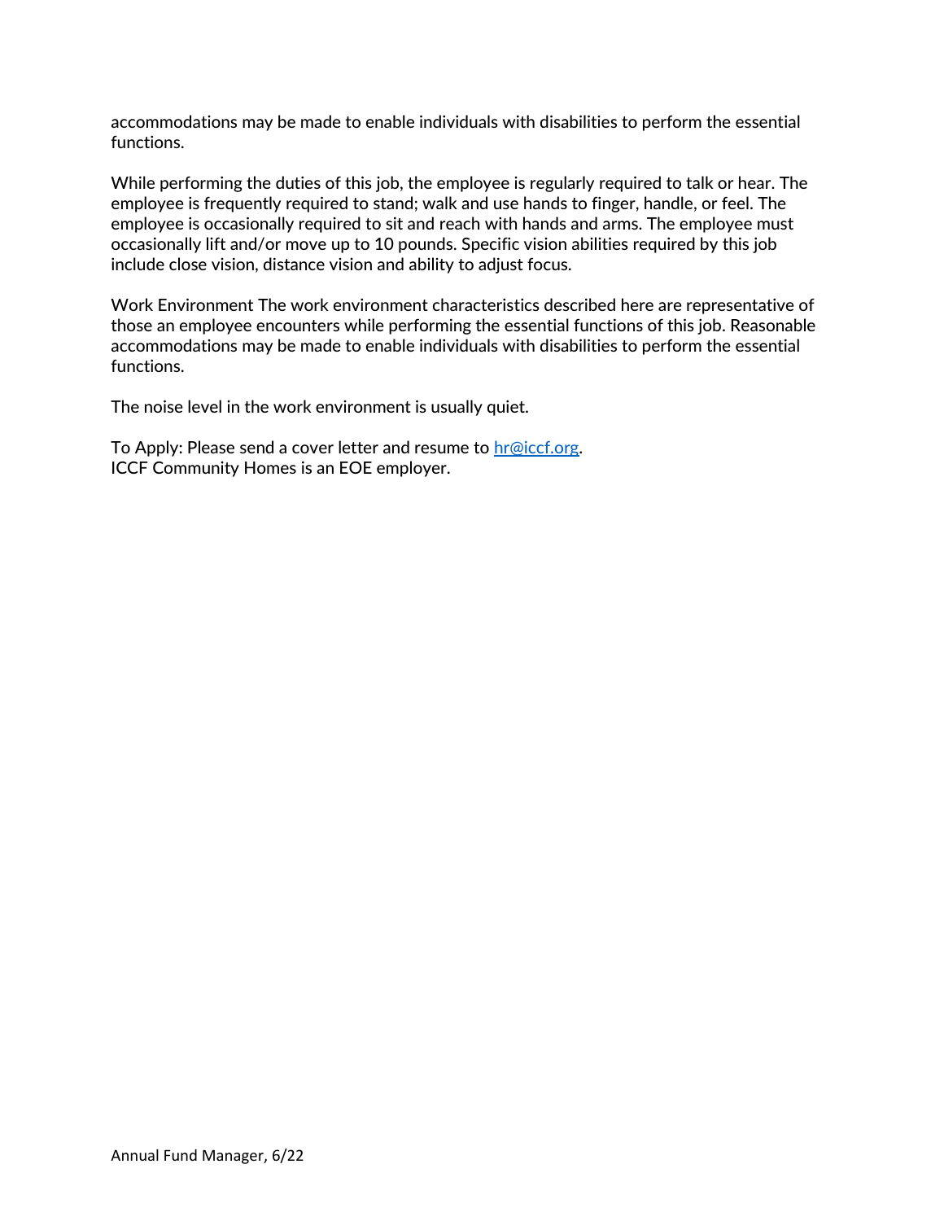accommodations may be made to enable individuals with disabilities to perform the essential functions.

While performing the duties of this job, the employee is regularly required to talk or hear. The employee is frequently required to stand; walk and use hands to finger, handle, or feel. The employee is occasionally required to sit and reach with hands and arms. The employee must occasionally lift and/or move up to 10 pounds. Specific vision abilities required by this job include close vision, distance vision and ability to adjust focus.

Work Environment The work environment characteristics described here are representative of those an employee encounters while performing the essential functions of this job. Reasonable accommodations may be made to enable individuals with disabilities to perform the essential functions.

The noise level in the work environment is usually quiet.

To Apply: Please send a cover letter and resume to [hr@iccf.org](mailto:hr@iccf.org).
ICCF Community Homes is an EOE employer.